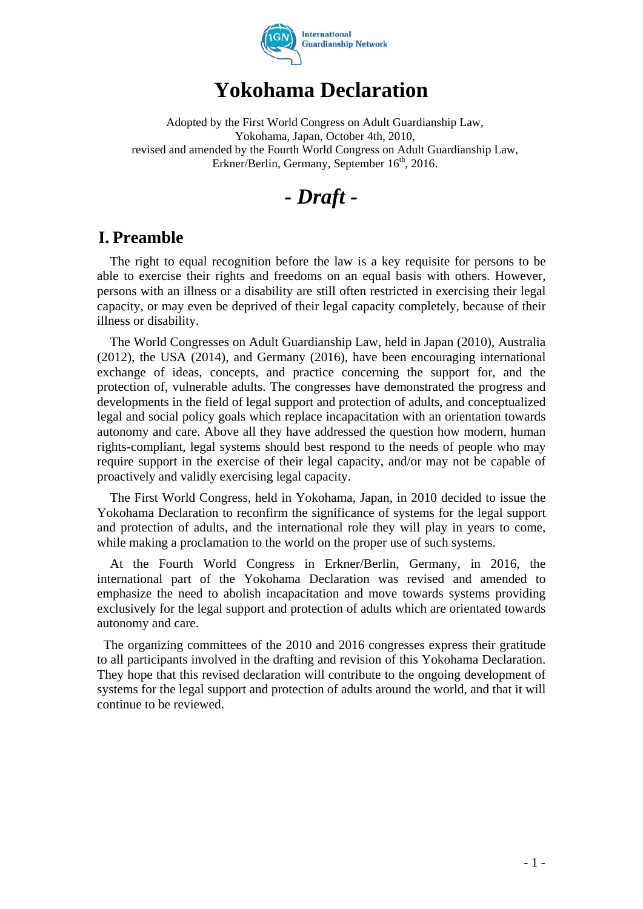International Guardianship Network

# Yokohama Declaration

Adopted by the First World Congress on Adult Guardianship Law,
Yokohama, Japan, October 4th, 2010,
revised and amended by the Fourth World Congress on Adult Guardianship Law,
Erkner/Berlin, Germany, September 16th, 2016.

## *- Draft -*

## I. Preamble

The right to equal recognition before the law is a key requisite for persons to be able to exercise their rights and freedoms on an equal basis with others. However, persons with an illness or a disability are still often restricted in exercising their legal capacity, or may even be deprived of their legal capacity completely, because of their illness or disability.

The World Congresses on Adult Guardianship Law, held in Japan (2010), Australia (2012), the USA (2014), and Germany (2016), have been encouraging international exchange of ideas, concepts, and practice concerning the support for, and the protection of, vulnerable adults. The congresses have demonstrated the progress and developments in the field of legal support and protection of adults, and conceptualized legal and social policy goals which replace incapacitation with an orientation towards autonomy and care. Above all they have addressed the question how modern, human rights-compliant, legal systems should best respond to the needs of people who may require support in the exercise of their legal capacity, and/or may not be capable of proactively and validly exercising legal capacity.

The First World Congress, held in Yokohama, Japan, in 2010 decided to issue the Yokohama Declaration to reconfirm the significance of systems for the legal support and protection of adults, and the international role they will play in years to come, while making a proclamation to the world on the proper use of such systems.

At the Fourth World Congress in Erkner/Berlin, Germany, in 2016, the international part of the Yokohama Declaration was revised and amended to emphasize the need to abolish incapacitation and move towards systems providing exclusively for the legal support and protection of adults which are orientated towards autonomy and care.

The organizing committees of the 2010 and 2016 congresses express their gratitude to all participants involved in the drafting and revision of this Yokohama Declaration. They hope that this revised declaration will contribute to the ongoing development of systems for the legal support and protection of adults around the world, and that it will continue to be reviewed.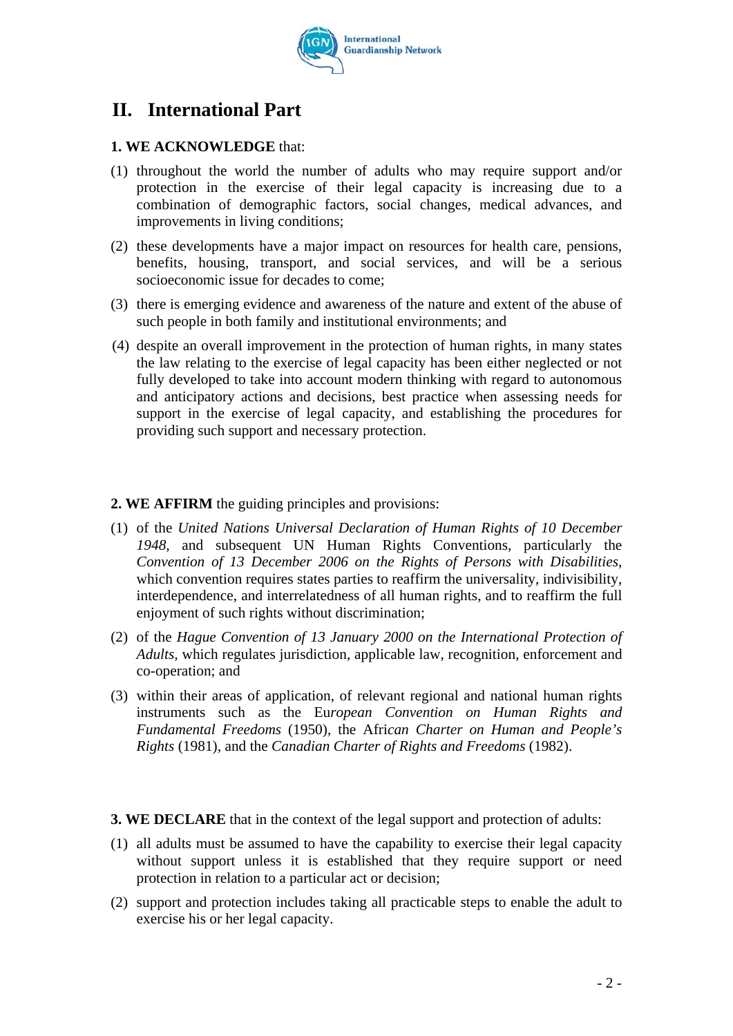## II. International Part

**1. WE ACKNOWLEDGE** that:

(1) throughout the world the number of adults who may require support and/or protection in the exercise of their legal capacity is increasing due to a combination of demographic factors, social changes, medical advances, and improvements in living conditions;

(2) these developments have a major impact on resources for health care, pensions, benefits, housing, transport, and social services, and will be a serious socioeconomic issue for decades to come;

(3) there is emerging evidence and awareness of the nature and extent of the abuse of such people in both family and institutional environments; and

(4) despite an overall improvement in the protection of human rights, in many states the law relating to the exercise of legal capacity has been either neglected or not fully developed to take into account modern thinking with regard to autonomous and anticipatory actions and decisions, best practice when assessing needs for support in the exercise of legal capacity, and establishing the procedures for providing such support and necessary protection.

**2. WE AFFIRM** the guiding principles and provisions:

(1) of the *United Nations Universal Declaration of Human Rights of 10 December 1948*, and subsequent UN Human Rights Conventions, particularly the *Convention of 13 December 2006 on the Rights of Persons with Disabilities*, which convention requires states parties to reaffirm the universality, indivisibility, interdependence, and interrelatedness of all human rights, and to reaffirm the full enjoyment of such rights without discrimination;

(2) of the *Hague Convention of 13 January 2000 on the International Protection of Adults*, which regulates jurisdiction, applicable law, recognition, enforcement and co-operation; and

(3) within their areas of application, of relevant regional and national human rights instruments such as the *European Convention on Human Rights and Fundamental Freedoms* (1950), the *African Charter on Human and People's Rights* (1981), and the *Canadian Charter of Rights and Freedoms* (1982).

**3. WE DECLARE** that in the context of the legal support and protection of adults:

(1) all adults must be assumed to have the capability to exercise their legal capacity without support unless it is established that they require support or need protection in relation to a particular act or decision;

(2) support and protection includes taking all practicable steps to enable the adult to exercise his or her legal capacity.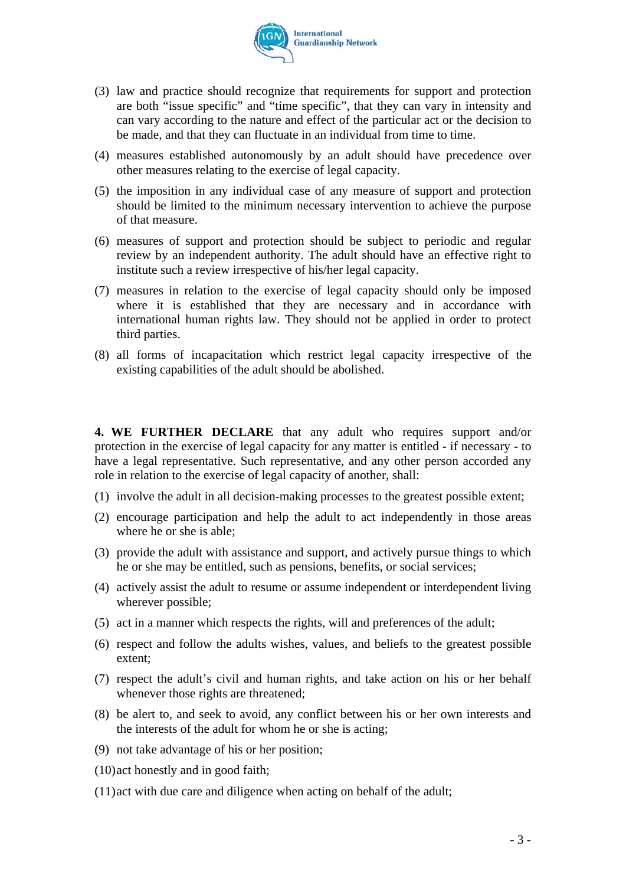(3) law and practice should recognize that requirements for support and protection are both "issue specific" and "time specific", that they can vary in intensity and can vary according to the nature and effect of the particular act or the decision to be made, and that they can fluctuate in an individual from time to time.

(4) measures established autonomously by an adult should have precedence over other measures relating to the exercise of legal capacity.

(5) the imposition in any individual case of any measure of support and protection should be limited to the minimum necessary intervention to achieve the purpose of that measure.

(6) measures of support and protection should be subject to periodic and regular review by an independent authority. The adult should have an effective right to institute such a review irrespective of his/her legal capacity.

(7) measures in relation to the exercise of legal capacity should only be imposed where it is established that they are necessary and in accordance with international human rights law. They should not be applied in order to protect third parties.

(8) all forms of incapacitation which restrict legal capacity irrespective of the existing capabilities of the adult should be abolished.

**4. WE FURTHER DECLARE** that any adult who requires support and/or protection in the exercise of legal capacity for any matter is entitled - if necessary - to have a legal representative. Such representative, and any other person accorded any role in relation to the exercise of legal capacity of another, shall:

(1) involve the adult in all decision-making processes to the greatest possible extent;

(2) encourage participation and help the adult to act independently in those areas where he or she is able;

(3) provide the adult with assistance and support, and actively pursue things to which he or she may be entitled, such as pensions, benefits, or social services;

(4) actively assist the adult to resume or assume independent or interdependent living wherever possible;

(5) act in a manner which respects the rights, will and preferences of the adult;

(6) respect and follow the adults wishes, values, and beliefs to the greatest possible extent;

(7) respect the adult's civil and human rights, and take action on his or her behalf whenever those rights are threatened;

(8) be alert to, and seek to avoid, any conflict between his or her own interests and the interests of the adult for whom he or she is acting;

(9) not take advantage of his or her position;

(10) act honestly and in good faith;

(11) act with due care and diligence when acting on behalf of the adult;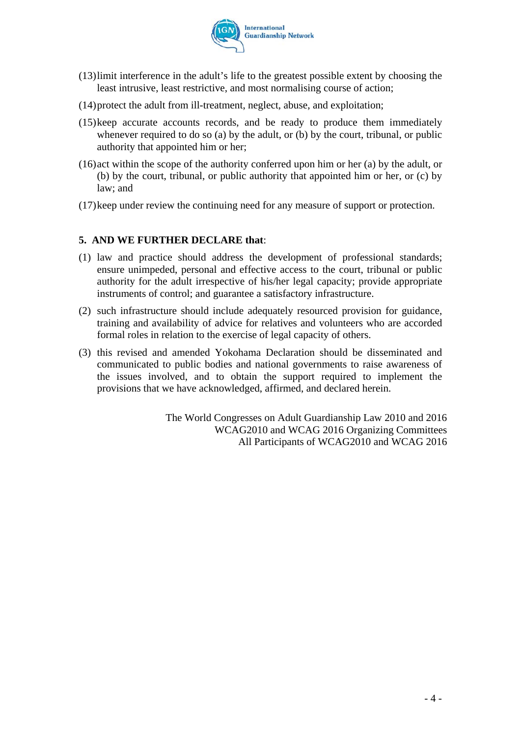(13) limit interference in the adult's life to the greatest possible extent by choosing the least intrusive, least restrictive, and most normalising course of action;

(14) protect the adult from ill-treatment, neglect, abuse, and exploitation;

(15) keep accurate accounts records, and be ready to produce them immediately whenever required to do so (a) by the adult, or (b) by the court, tribunal, or public authority that appointed him or her;

(16) act within the scope of the authority conferred upon him or her (a) by the adult, or (b) by the court, tribunal, or public authority that appointed him or her, or (c) by law; and

(17) keep under review the continuing need for any measure of support or protection.

**5. AND WE FURTHER DECLARE that**:

(1) law and practice should address the development of professional standards; ensure unimpeded, personal and effective access to the court, tribunal or public authority for the adult irrespective of his/her legal capacity; provide appropriate instruments of control; and guarantee a satisfactory infrastructure.

(2) such infrastructure should include adequately resourced provision for guidance, training and availability of advice for relatives and volunteers who are accorded formal roles in relation to the exercise of legal capacity of others.

(3) this revised and amended Yokohama Declaration should be disseminated and communicated to public bodies and national governments to raise awareness of the issues involved, and to obtain the support required to implement the provisions that we have acknowledged, affirmed, and declared herein.

The World Congresses on Adult Guardianship Law 2010 and 2016
WCAG2010 and WCAG 2016 Organizing Committees
All Participants of WCAG2010 and WCAG 2016